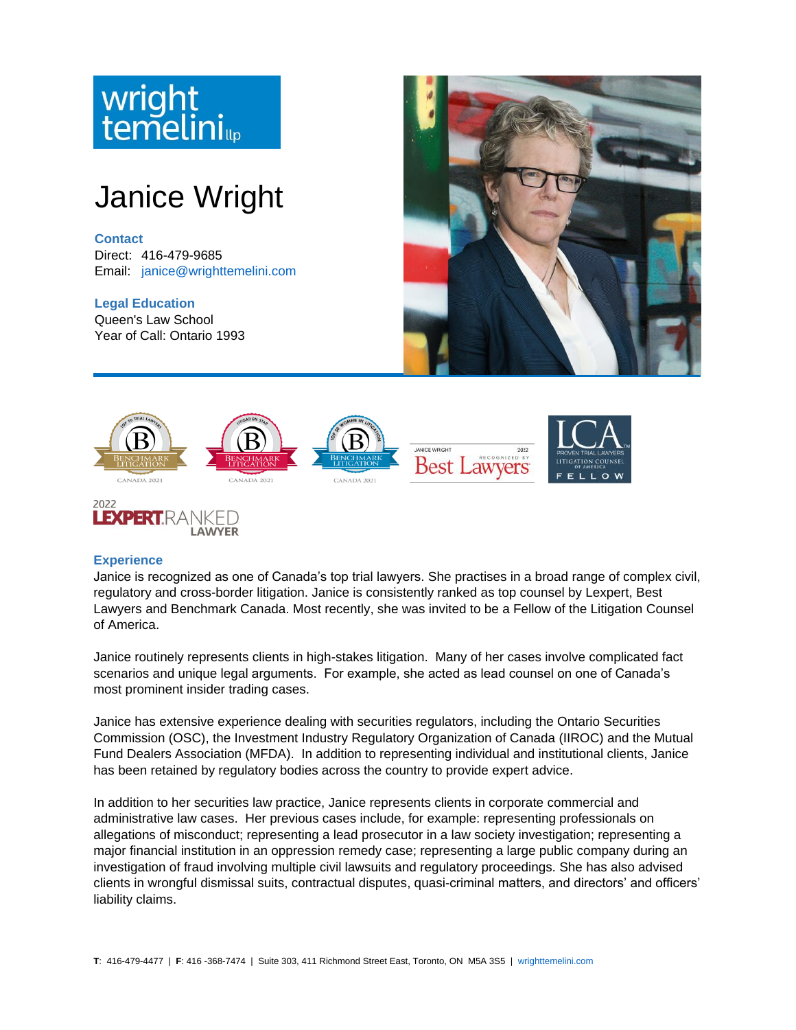wright temelini llp

# Janice Wright

**Contact**
Direct: 416-479-9685
Email: janice@wrighttemelini.com

**Legal Education**
Queen's Law School
Year of Call: Ontario 1993

## Experience

Janice is recognized as one of Canada's top trial lawyers. She practises in a broad range of complex civil, regulatory and cross-border litigation. Janice is consistently ranked as top counsel by Lexpert, Best Lawyers and Benchmark Canada. Most recently, she was invited to be a Fellow of the Litigation Counsel of America.

Janice routinely represents clients in high-stakes litigation. Many of her cases involve complicated fact scenarios and unique legal arguments. For example, she acted as lead counsel on one of Canada's most prominent insider trading cases.

Janice has extensive experience dealing with securities regulators, including the Ontario Securities Commission (OSC), the Investment Industry Regulatory Organization of Canada (IIROC) and the Mutual Fund Dealers Association (MFDA). In addition to representing individual and institutional clients, Janice has been retained by regulatory bodies across the country to provide expert advice.

In addition to her securities law practice, Janice represents clients in corporate commercial and administrative law cases. Her previous cases include, for example: representing professionals on allegations of misconduct; representing a lead prosecutor in a law society investigation; representing a major financial institution in an oppression remedy case; representing a large public company during an investigation of fraud involving multiple civil lawsuits and regulatory proceedings. She has also advised clients in wrongful dismissal suits, contractual disputes, quasi-criminal matters, and directors' and officers' liability claims.

**T**: 416-479-4477 | **F**: 416 -368-7474 | Suite 303, 411 Richmond Street East, Toronto, ON M5A 3S5 | wrighttemelini.com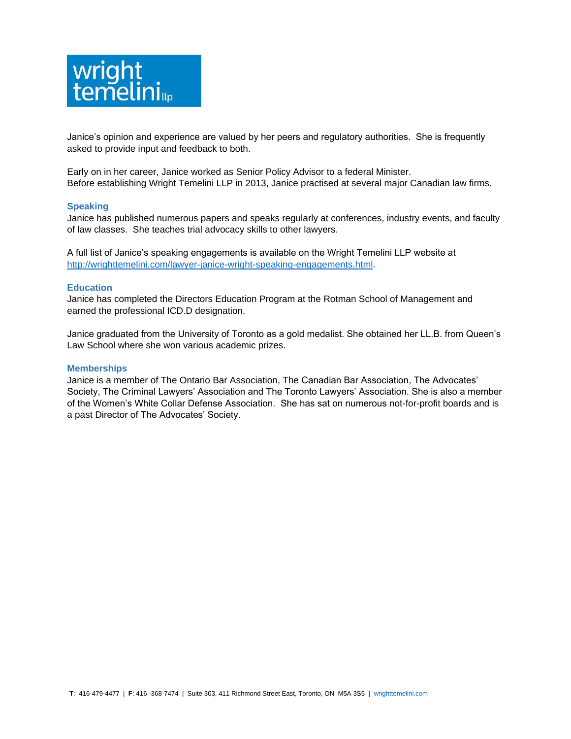Janice's opinion and experience are valued by her peers and regulatory authorities. She is frequently asked to provide input and feedback to both.

Early on in her career, Janice worked as Senior Policy Advisor to a federal Minister.
Before establishing Wright Temelini LLP in 2013, Janice practised at several major Canadian law firms.

## Speaking

Janice has published numerous papers and speaks regularly at conferences, industry events, and faculty of law classes. She teaches trial advocacy skills to other lawyers.

A full list of Janice's speaking engagements is available on the Wright Temelini LLP website at [http://wrighttemelini.com/lawyer-janice-wright-speaking-engagements.html](http://wrighttemelini.com/lawyer-janice-wright-speaking-engagements.html).

## Education

Janice has completed the Directors Education Program at the Rotman School of Management and earned the professional ICD.D designation.

Janice graduated from the University of Toronto as a gold medalist. She obtained her LL.B. from Queen's Law School where she won various academic prizes.

## Memberships

Janice is a member of The Ontario Bar Association, The Canadian Bar Association, The Advocates' Society, The Criminal Lawyers' Association and The Toronto Lawyers' Association. She is also a member of the Women's White Collar Defense Association. She has sat on numerous not-for-profit boards and is a past Director of The Advocates' Society.